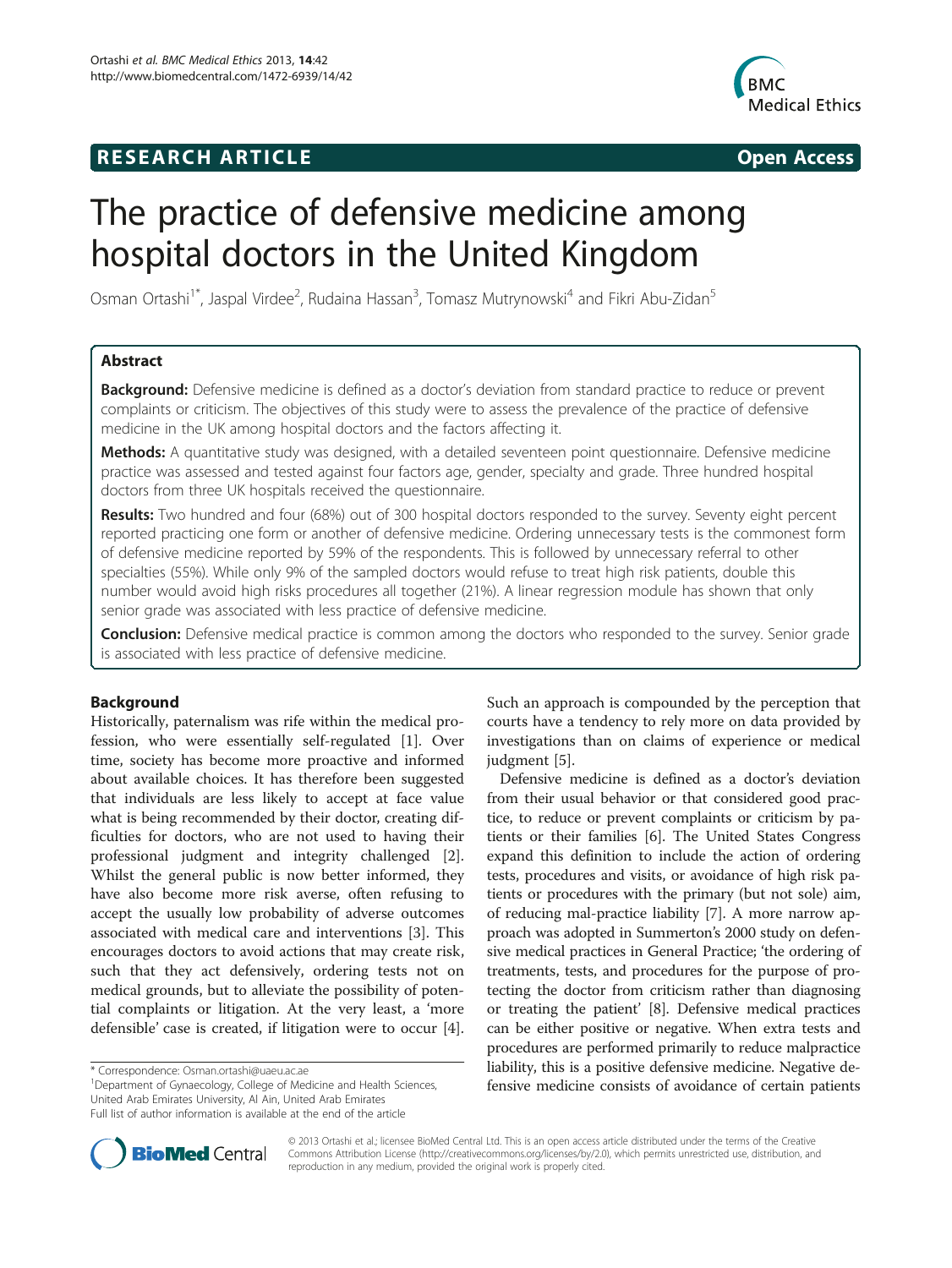RESEARCH ARTICLE Open Access

# The practice of defensive medicine among hospital doctors in the United Kingdom

Osman Ortashi[1*], Jaspal Virdee[2], Rudaina Hassan[3], Tomasz Mutrynowski[4] and Fikri Abu-Zidan[5]

## Abstract

**Background:** Defensive medicine is defined as a doctor's deviation from standard practice to reduce or prevent complaints or criticism. The objectives of this study were to assess the prevalence of the practice of defensive medicine in the UK among hospital doctors and the factors affecting it.

**Methods:** A quantitative study was designed, with a detailed seventeen point questionnaire. Defensive medicine practice was assessed and tested against four factors age, gender, specialty and grade. Three hundred hospital doctors from three UK hospitals received the questionnaire.

**Results:** Two hundred and four (68%) out of 300 hospital doctors responded to the survey. Seventy eight percent reported practicing one form or another of defensive medicine. Ordering unnecessary tests is the commonest form of defensive medicine reported by 59% of the respondents. This is followed by unnecessary referral to other specialties (55%). While only 9% of the sampled doctors would refuse to treat high risk patients, double this number would avoid high risks procedures all together (21%). A linear regression module has shown that only senior grade was associated with less practice of defensive medicine.

**Conclusion:** Defensive medical practice is common among the doctors who responded to the survey. Senior grade is associated with less practice of defensive medicine.

## Background

Historically, paternalism was rife within the medical profession, who were essentially self-regulated [1]. Over time, society has become more proactive and informed about available choices. It has therefore been suggested that individuals are less likely to accept at face value what is being recommended by their doctor, creating difficulties for doctors, who are not used to having their professional judgment and integrity challenged [2]. Whilst the general public is now better informed, they have also become more risk averse, often refusing to accept the usually low probability of adverse outcomes associated with medical care and interventions [3]. This encourages doctors to avoid actions that may create risk, such that they act defensively, ordering tests not on medical grounds, but to alleviate the possibility of potential complaints or litigation. At the very least, a 'more defensible' case is created, if litigation were to occur [4]. Such an approach is compounded by the perception that courts have a tendency to rely more on data provided by investigations than on claims of experience or medical judgment [5].

Defensive medicine is defined as a doctor's deviation from their usual behavior or that considered good practice, to reduce or prevent complaints or criticism by patients or their families [6]. The United States Congress expand this definition to include the action of ordering tests, procedures and visits, or avoidance of high risk patients or procedures with the primary (but not sole) aim, of reducing mal-practice liability [7]. A more narrow approach was adopted in Summerton's 2000 study on defensive medical practices in General Practice; 'the ordering of treatments, tests, and procedures for the purpose of protecting the doctor from criticism rather than diagnosing or treating the patient' [8]. Defensive medical practices can be either positive or negative. When extra tests and procedures are performed primarily to reduce malpractice liability, this is a positive defensive medicine. Negative defensive medicine consists of avoidance of certain patients

* Correspondence: Osman.ortashi@uaeu.ac.ae
[1]Department of Gynaecology, College of Medicine and Health Sciences, United Arab Emirates University, Al Ain, United Arab Emirates
Full list of author information is available at the end of the article

© 2013 Ortashi et al.; licensee BioMed Central Ltd. This is an open access article distributed under the terms of the Creative Commons Attribution License (http://creativecommons.org/licenses/by/2.0), which permits unrestricted use, distribution, and reproduction in any medium, provided the original work is properly cited.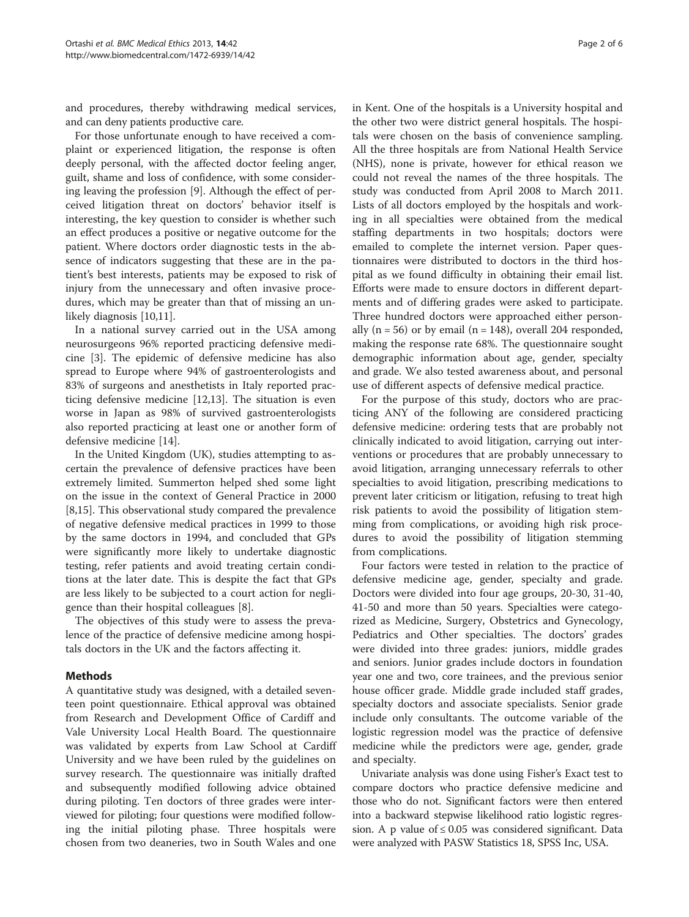and procedures, thereby withdrawing medical services, and can deny patients productive care.

For those unfortunate enough to have received a complaint or experienced litigation, the response is often deeply personal, with the affected doctor feeling anger, guilt, shame and loss of confidence, with some considering leaving the profession [9]. Although the effect of perceived litigation threat on doctors' behavior itself is interesting, the key question to consider is whether such an effect produces a positive or negative outcome for the patient. Where doctors order diagnostic tests in the absence of indicators suggesting that these are in the patient's best interests, patients may be exposed to risk of injury from the unnecessary and often invasive procedures, which may be greater than that of missing an unlikely diagnosis [10,11].

In a national survey carried out in the USA among neurosurgeons 96% reported practicing defensive medicine [3]. The epidemic of defensive medicine has also spread to Europe where 94% of gastroenterologists and 83% of surgeons and anesthetists in Italy reported practicing defensive medicine [12,13]. The situation is even worse in Japan as 98% of survived gastroenterologists also reported practicing at least one or another form of defensive medicine [14].

In the United Kingdom (UK), studies attempting to ascertain the prevalence of defensive practices have been extremely limited. Summerton helped shed some light on the issue in the context of General Practice in 2000 [8,15]. This observational study compared the prevalence of negative defensive medical practices in 1999 to those by the same doctors in 1994, and concluded that GPs were significantly more likely to undertake diagnostic testing, refer patients and avoid treating certain conditions at the later date. This is despite the fact that GPs are less likely to be subjected to a court action for negligence than their hospital colleagues [8].

The objectives of this study were to assess the prevalence of the practice of defensive medicine among hospitals doctors in the UK and the factors affecting it.

## Methods

A quantitative study was designed, with a detailed seventeen point questionnaire. Ethical approval was obtained from Research and Development Office of Cardiff and Vale University Local Health Board. The questionnaire was validated by experts from Law School at Cardiff University and we have been ruled by the guidelines on survey research. The questionnaire was initially drafted and subsequently modified following advice obtained during piloting. Ten doctors of three grades were interviewed for piloting; four questions were modified following the initial piloting phase. Three hospitals were chosen from two deaneries, two in South Wales and one in Kent. One of the hospitals is a University hospital and the other two were district general hospitals. The hospitals were chosen on the basis of convenience sampling. All the three hospitals are from National Health Service (NHS), none is private, however for ethical reason we could not reveal the names of the three hospitals. The study was conducted from April 2008 to March 2011. Lists of all doctors employed by the hospitals and working in all specialties were obtained from the medical staffing departments in two hospitals; doctors were emailed to complete the internet version. Paper questionnaires were distributed to doctors in the third hospital as we found difficulty in obtaining their email list. Efforts were made to ensure doctors in different departments and of differing grades were asked to participate. Three hundred doctors were approached either personally ($n = 56$) or by email ($n = 148$), overall 204 responded, making the response rate 68%. The questionnaire sought demographic information about age, gender, specialty and grade. We also tested awareness about, and personal use of different aspects of defensive medical practice.

For the purpose of this study, doctors who are practicing ANY of the following are considered practicing defensive medicine: ordering tests that are probably not clinically indicated to avoid litigation, carrying out interventions or procedures that are probably unnecessary to avoid litigation, arranging unnecessary referrals to other specialties to avoid litigation, prescribing medications to prevent later criticism or litigation, refusing to treat high risk patients to avoid the possibility of litigation stemming from complications, or avoiding high risk procedures to avoid the possibility of litigation stemming from complications.

Four factors were tested in relation to the practice of defensive medicine age, gender, specialty and grade. Doctors were divided into four age groups, 20-30, 31-40, 41-50 and more than 50 years. Specialties were categorized as Medicine, Surgery, Obstetrics and Gynecology, Pediatrics and Other specialties. The doctors' grades were divided into three grades: juniors, middle grades and seniors. Junior grades include doctors in foundation year one and two, core trainees, and the previous senior house officer grade. Middle grade included staff grades, specialty doctors and associate specialists. Senior grade include only consultants. The outcome variable of the logistic regression model was the practice of defensive medicine while the predictors were age, gender, grade and specialty.

Univariate analysis was done using Fisher's Exact test to compare doctors who practice defensive medicine and those who do not. Significant factors were then entered into a backward stepwise likelihood ratio logistic regression. A p value of $\leq 0.05$ was considered significant. Data were analyzed with PASW Statistics 18, SPSS Inc, USA.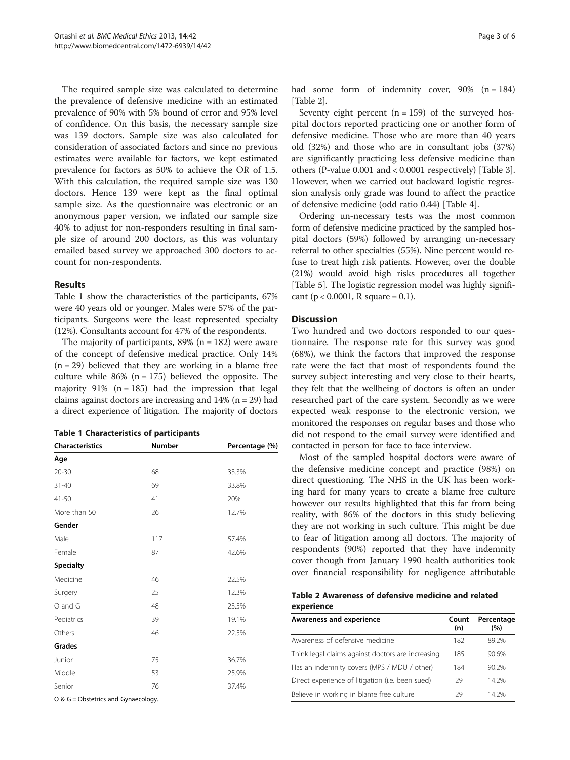The required sample size was calculated to determine the prevalence of defensive medicine with an estimated prevalence of 90% with 5% bound of error and 95% level of confidence. On this basis, the necessary sample size was 139 doctors. Sample size was also calculated for consideration of associated factors and since no previous estimates were available for factors, we kept estimated prevalence for factors as 50% to achieve the OR of 1.5. With this calculation, the required sample size was 130 doctors. Hence 139 were kept as the final optimal sample size. As the questionnaire was electronic or an anonymous paper version, we inflated our sample size 40% to adjust for non-responders resulting in final sample size of around 200 doctors, as this was voluntary emailed based survey we approached 300 doctors to account for non-respondents.

## Results

Table 1 show the characteristics of the participants, 67% were 40 years old or younger. Males were 57% of the participants. Surgeons were the least represented specialty (12%). Consultants account for 47% of the respondents.

The majority of participants, 89% (n = 182) were aware of the concept of defensive medical practice. Only 14% (n = 29) believed that they are working in a blame free culture while 86% (n = 175) believed the opposite. The majority 91% (n = 185) had the impression that legal claims against doctors are increasing and 14% (n = 29) had a direct experience of litigation. The majority of doctors had some form of indemnity cover, 90% (n = 184) [Table 2].

Seventy eight percent (n = 159) of the surveyed hospital doctors reported practicing one or another form of defensive medicine. Those who are more than 40 years old (32%) and those who are in consultant jobs (37%) are significantly practicing less defensive medicine than others (P-value 0.001 and < 0.0001 respectively) [Table 3]. However, when we carried out backward logistic regression analysis only grade was found to affect the practice of defensive medicine (odd ratio 0.44) [Table 4].

Ordering un-necessary tests was the most common form of defensive medicine practiced by the sampled hospital doctors (59%) followed by arranging un-necessary referral to other specialties (55%). Nine percent would refuse to treat high risk patients. However, over the double (21%) would avoid high risks procedures all together [Table 5]. The logistic regression model was highly significant ($p < 0.0001$, R square = 0.1).

**Table 1 Characteristics of participants**

| Characteristics | Number | Percentage (%) |
|---|---|---|
| **Age** | | |
| 20-30 | 68 | 33.3% |
| 31-40 | 69 | 33.8% |
| 41-50 | 41 | 20% |
| More than 50 | 26 | 12.7% |
| **Gender** | | |
| Male | 117 | 57.4% |
| Female | 87 | 42.6% |
| **Specialty** | | |
| Medicine | 46 | 22.5% |
| Surgery | 25 | 12.3% |
| O and G | 48 | 23.5% |
| Pediatrics | 39 | 19.1% |
| Others | 46 | 22.5% |
| **Grades** | | |
| Junior | 75 | 36.7% |
| Middle | 53 | 25.9% |
| Senior | 76 | 37.4% |

O & G = Obstetrics and Gynaecology.

## Discussion

Two hundred and two doctors responded to our questionnaire. The response rate for this survey was good (68%), we think the factors that improved the response rate were the fact that most of respondents found the survey subject interesting and very close to their hearts, they felt that the wellbeing of doctors is often an under researched part of the care system. Secondly as we were expected weak response to the electronic version, we monitored the responses on regular bases and those who did not respond to the email survey were identified and contacted in person for face to face interview.

Most of the sampled hospital doctors were aware of the defensive medicine concept and practice (98%) on direct questioning. The NHS in the UK has been working hard for many years to create a blame free culture however our results highlighted that this far from being reality, with 86% of the doctors in this study believing they are not working in such culture. This might be due to fear of litigation among all doctors. The majority of respondents (90%) reported that they have indemnity cover though from January 1990 health authorities took over financial responsibility for negligence attributable

**Table 2 Awareness of defensive medicine and related experience**

| Awareness and experience | Count (n) | Percentage (%) |
|---|---|---|
| Awareness of defensive medicine | 182 | 89.2% |
| Think legal claims against doctors are increasing | 185 | 90.6% |
| Has an indemnity covers (MPS / MDU / other) | 184 | 90.2% |
| Direct experience of litigation (i.e. been sued) | 29 | 14.2% |
| Believe in working in blame free culture | 29 | 14.2% |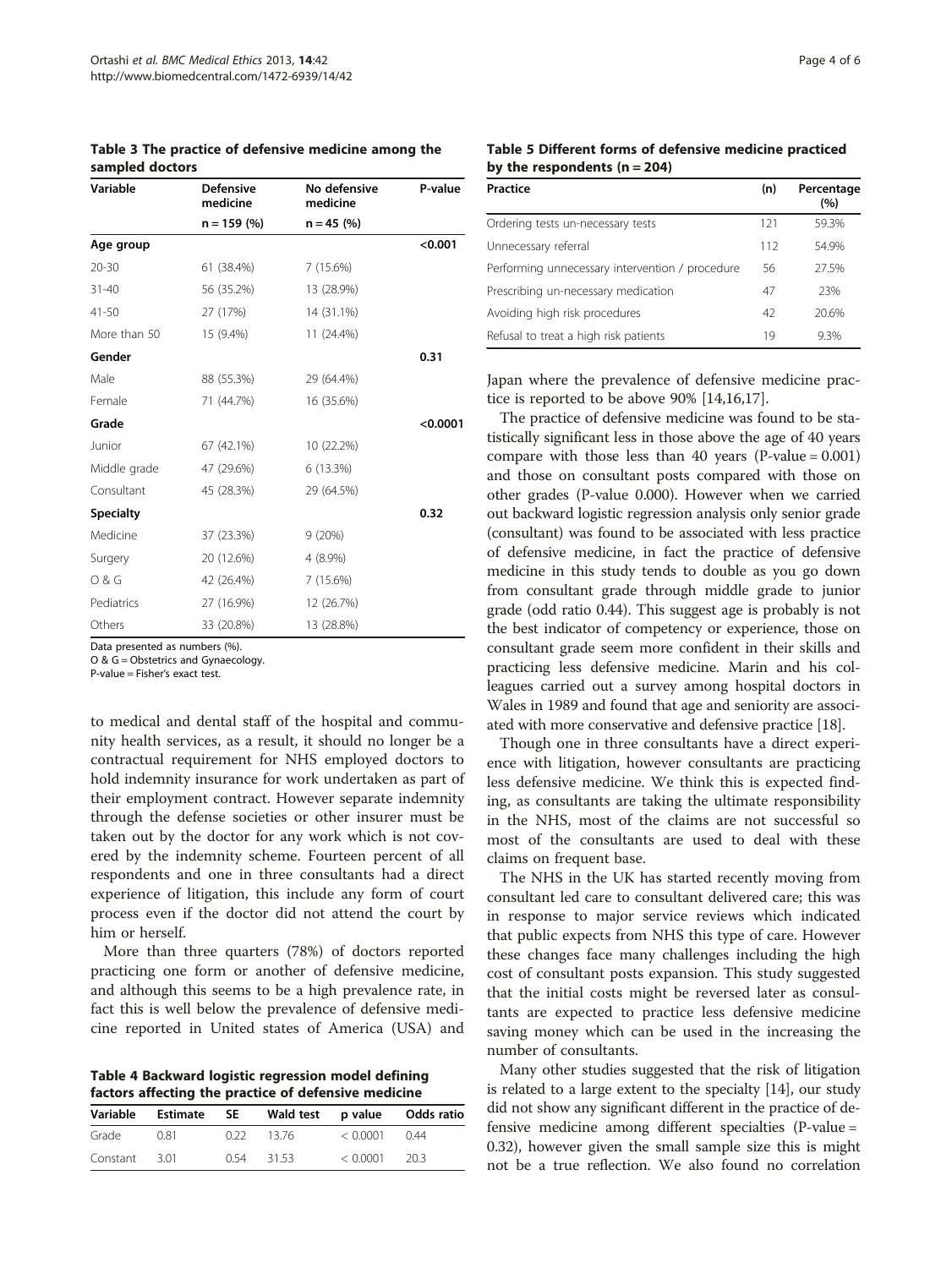**Table 3 The practice of defensive medicine among the sampled doctors**

| Variable | Defensive medicine | No defensive medicine | P-value |
|---|---|---|---|
| | n = 159 (%) | n = 45 (%) | |
| **Age group** | | | **<0.001** |
| 20-30 | 61 (38.4%) | 7 (15.6%) | |
| 31-40 | 56 (35.2%) | 13 (28.9%) | |
| 41-50 | 27 (17%) | 14 (31.1%) | |
| More than 50 | 15 (9.4%) | 11 (24.4%) | |
| **Gender** | | | **0.31** |
| Male | 88 (55.3%) | 29 (64.4%) | |
| Female | 71 (44.7%) | 16 (35.6%) | |
| **Grade** | | | **<0.0001** |
| Junior | 67 (42.1%) | 10 (22.2%) | |
| Middle grade | 47 (29.6%) | 6 (13.3%) | |
| Consultant | 45 (28.3%) | 29 (64.5%) | |
| **Specialty** | | | **0.32** |
| Medicine | 37 (23.3%) | 9 (20%) | |
| Surgery | 20 (12.6%) | 4 (8.9%) | |
| O & G | 42 (26.4%) | 7 (15.6%) | |
| Pediatrics | 27 (16.9%) | 12 (26.7%) | |
| Others | 33 (20.8%) | 13 (28.8%) | |

Data presented as numbers (%).
O & G = Obstetrics and Gynaecology.
P-value = Fisher's exact test.

to medical and dental staff of the hospital and community health services, as a result, it should no longer be a contractual requirement for NHS employed doctors to hold indemnity insurance for work undertaken as part of their employment contract. However separate indemnity through the defense societies or other insurer must be taken out by the doctor for any work which is not covered by the indemnity scheme. Fourteen percent of all respondents and one in three consultants had a direct experience of litigation, this include any form of court process even if the doctor did not attend the court by him or herself.

More than three quarters (78%) of doctors reported practicing one form or another of defensive medicine, and although this seems to be a high prevalence rate, in fact this is well below the prevalence of defensive medicine reported in United states of America (USA) and Japan where the prevalence of defensive medicine practice is reported to be above 90% [14,16,17].

**Table 4 Backward logistic regression model defining factors affecting the practice of defensive medicine**

| Variable | Estimate | SE | Wald test | p value | Odds ratio |
|---|---|---|---|---|---|
| Grade | 0.81 | 0.22 | 13.76 | < 0.0001 | 0.44 |
| Constant | 3.01 | 0.54 | 31.53 | < 0.0001 | 20.3 |

**Table 5 Different forms of defensive medicine practiced by the respondents (n = 204)**

| Practice | (n) | Percentage (%) |
|---|---|---|
| Ordering tests un-necessary tests | 121 | 59.3% |
| Unnecessary referral | 112 | 54.9% |
| Performing unnecessary intervention / procedure | 56 | 27.5% |
| Prescribing un-necessary medication | 47 | 23% |
| Avoiding high risk procedures | 42 | 20.6% |
| Refusal to treat a high risk patients | 19 | 9.3% |

The practice of defensive medicine was found to be statistically significant less in those above the age of 40 years compare with those less than 40 years (P-value = 0.001) and those on consultant posts compared with those on other grades (P-value 0.000). However when we carried out backward logistic regression analysis only senior grade (consultant) was found to be associated with less practice of defensive medicine, in fact the practice of defensive medicine in this study tends to double as you go down from consultant grade through middle grade to junior grade (odd ratio 0.44). This suggest age is probably is not the best indicator of competency or experience, those on consultant grade seem more confident in their skills and practicing less defensive medicine. Marin and his colleagues carried out a survey among hospital doctors in Wales in 1989 and found that age and seniority are associated with more conservative and defensive practice [18].

Though one in three consultants have a direct experience with litigation, however consultants are practicing less defensive medicine. We think this is expected finding, as consultants are taking the ultimate responsibility in the NHS, most of the claims are not successful so most of the consultants are used to deal with these claims on frequent base.

The NHS in the UK has started recently moving from consultant led care to consultant delivered care; this was in response to major service reviews which indicated that public expects from NHS this type of care. However these changes face many challenges including the high cost of consultant posts expansion. This study suggested that the initial costs might be reversed later as consultants are expected to practice less defensive medicine saving money which can be used in the increasing the number of consultants.

Many other studies suggested that the risk of litigation is related to a large extent to the specialty [14], our study did not show any significant different in the practice of defensive medicine among different specialties (P-value = 0.32), however given the small sample size this is might not be a true reflection. We also found no correlation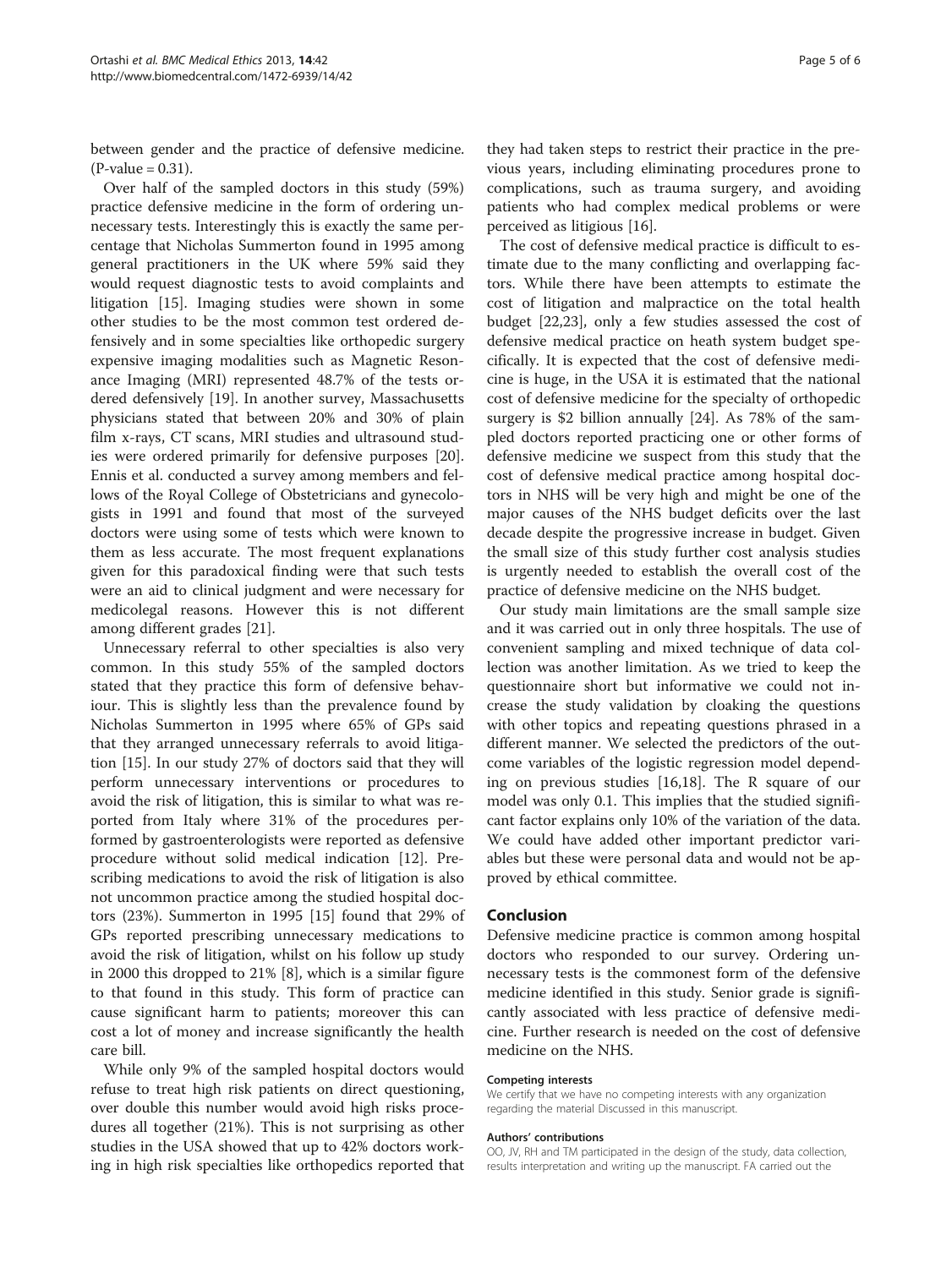between gender and the practice of defensive medicine. (P-value = 0.31).

Over half of the sampled doctors in this study (59%) practice defensive medicine in the form of ordering unnecessary tests. Interestingly this is exactly the same percentage that Nicholas Summerton found in 1995 among general practitioners in the UK where 59% said they would request diagnostic tests to avoid complaints and litigation [15]. Imaging studies were shown in some other studies to be the most common test ordered defensively and in some specialties like orthopedic surgery expensive imaging modalities such as Magnetic Resonance Imaging (MRI) represented 48.7% of the tests ordered defensively [19]. In another survey, Massachusetts physicians stated that between 20% and 30% of plain film x-rays, CT scans, MRI studies and ultrasound studies were ordered primarily for defensive purposes [20]. Ennis et al. conducted a survey among members and fellows of the Royal College of Obstetricians and gynecologists in 1991 and found that most of the surveyed doctors were using some of tests which were known to them as less accurate. The most frequent explanations given for this paradoxical finding were that such tests were an aid to clinical judgment and were necessary for medicolegal reasons. However this is not different among different grades [21].

Unnecessary referral to other specialties is also very common. In this study 55% of the sampled doctors stated that they practice this form of defensive behaviour. This is slightly less than the prevalence found by Nicholas Summerton in 1995 where 65% of GPs said that they arranged unnecessary referrals to avoid litigation [15]. In our study 27% of doctors said that they will perform unnecessary interventions or procedures to avoid the risk of litigation, this is similar to what was reported from Italy where 31% of the procedures performed by gastroenterologists were reported as defensive procedure without solid medical indication [12]. Prescribing medications to avoid the risk of litigation is also not uncommon practice among the studied hospital doctors (23%). Summerton in 1995 [15] found that 29% of GPs reported prescribing unnecessary medications to avoid the risk of litigation, whilst on his follow up study in 2000 this dropped to 21% [8], which is a similar figure to that found in this study. This form of practice can cause significant harm to patients; moreover this can cost a lot of money and increase significantly the health care bill.

While only 9% of the sampled hospital doctors would refuse to treat high risk patients on direct questioning, over double this number would avoid high risks procedures all together (21%). This is not surprising as other studies in the USA showed that up to 42% doctors working in high risk specialties like orthopedics reported that they had taken steps to restrict their practice in the previous years, including eliminating procedures prone to complications, such as trauma surgery, and avoiding patients who had complex medical problems or were perceived as litigious [16].

The cost of defensive medical practice is difficult to estimate due to the many conflicting and overlapping factors. While there have been attempts to estimate the cost of litigation and malpractice on the total health budget [22,23], only a few studies assessed the cost of defensive medical practice on heath system budget specifically. It is expected that the cost of defensive medicine is huge, in the USA it is estimated that the national cost of defensive medicine for the specialty of orthopedic surgery is $2 billion annually [24]. As 78% of the sampled doctors reported practicing one or other forms of defensive medicine we suspect from this study that the cost of defensive medical practice among hospital doctors in NHS will be very high and might be one of the major causes of the NHS budget deficits over the last decade despite the progressive increase in budget. Given the small size of this study further cost analysis studies is urgently needed to establish the overall cost of the practice of defensive medicine on the NHS budget.

Our study main limitations are the small sample size and it was carried out in only three hospitals. The use of convenient sampling and mixed technique of data collection was another limitation. As we tried to keep the questionnaire short but informative we could not increase the study validation by cloaking the questions with other topics and repeating questions phrased in a different manner. We selected the predictors of the outcome variables of the logistic regression model depending on previous studies [16,18]. The R square of our model was only 0.1. This implies that the studied significant factor explains only 10% of the variation of the data. We could have added other important predictor variables but these were personal data and would not be approved by ethical committee.

## Conclusion

Defensive medicine practice is common among hospital doctors who responded to our survey. Ordering unnecessary tests is the commonest form of the defensive medicine identified in this study. Senior grade is significantly associated with less practice of defensive medicine. Further research is needed on the cost of defensive medicine on the NHS.

#### Competing interests

We certify that we have no competing interests with any organization regarding the material Discussed in this manuscript.

#### Authors' contributions

OO, JV, RH and TM participated in the design of the study, data collection, results interpretation and writing up the manuscript. FA carried out the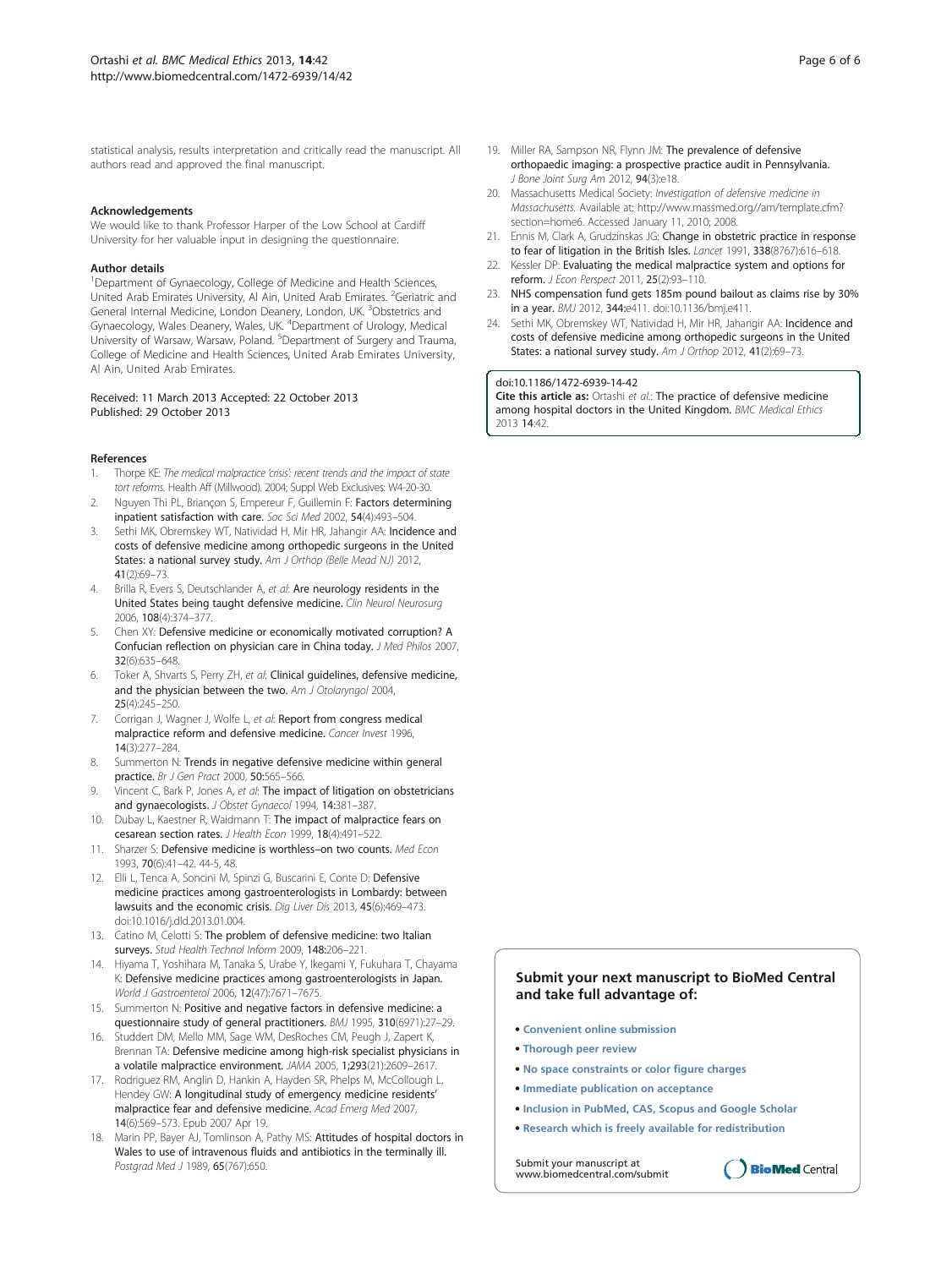statistical analysis, results interpretation and critically read the manuscript. All authors read and approved the final manuscript.

#### Acknowledgements

We would like to thank Professor Harper of the Low School at Cardiff University for her valuable input in designing the questionnaire.

#### Author details

[1]Department of Gynaecology, College of Medicine and Health Sciences, United Arab Emirates University, Al Ain, United Arab Emirates. [2]Geriatric and General Internal Medicine, London Deanery, London, UK. [3]Obstetrics and Gynaecology, Wales Deanery, Wales, UK. [4]Department of Urology, Medical University of Warsaw, Warsaw, Poland. [5]Department of Surgery and Trauma, College of Medicine and Health Sciences, United Arab Emirates University, Al Ain, United Arab Emirates.

Received: 11 March 2013 Accepted: 22 October 2013
Published: 29 October 2013

#### References

1. Thorpe KE: *The medical malpractice 'crisis': recent trends and the impact of state tort reforms.* Health Aff (Millwood). 2004; Suppl Web Exclusives: W4-20-30.
2. Nguyen Thi PL, Briançon S, Empereur F, Guillemin F: **Factors determining inpatient satisfaction with care.** *Soc Sci Med* 2002, **54**(4):493–504.
3. Sethi MK, Obremskey WT, Natividad H, Mir HR, Jahangir AA: **Incidence and costs of defensive medicine among orthopedic surgeons in the United States: a national survey study.** *Am J Orthop (Belle Mead NJ)* 2012, **41**(2):69–73.
4. Brilla R, Evers S, Deutschlander A, *et al*: **Are neurology residents in the United States being taught defensive medicine.** *Clin Neurol Neurosurg* 2006, **108**(4):374–377.
5. Chen XY: **Defensive medicine or economically motivated corruption? A Confucian reflection on physician care in China today.** *J Med Philos* 2007, **32**(6):635–648.
6. Toker A, Shvarts S, Perry ZH, *et al*: **Clinical guidelines, defensive medicine, and the physician between the two.** *Am J Otolaryngol* 2004, **25**(4):245–250.
7. Corrigan J, Wagner J, Wolfe L, *et al*: **Report from congress medical malpractice reform and defensive medicine.** *Cancer Invest* 1996, **14**(3):277–284.
8. Summerton N: **Trends in negative defensive medicine within general practice.** *Br J Gen Pract* 2000, **50:**565–566.
9. Vincent C, Bark P, Jones A, *et al*: **The impact of litigation on obstetricians and gynaecologists.** *J Obstet Gynaecol* 1994, **14:**381–387.
10. Dubay L, Kaestner R, Waidmann T: **The impact of malpractice fears on cesarean section rates.** *J Health Econ* 1999, **18**(4):491–522.
11. Sharzer S: **Defensive medicine is worthless–on two counts.** *Med Econ* 1993, **70**(6):41–42. 44-5, 48.
12. Elli L, Tenca A, Soncini M, Spinzi G, Buscarini E, Conte D: **Defensive medicine practices among gastroenterologists in Lombardy: between lawsuits and the economic crisis.** *Dig Liver Dis* 2013, **45**(6):469–473. doi:10.1016/j.dld.2013.01.004.
13. Catino M, Celotti S: **The problem of defensive medicine: two Italian surveys.** *Stud Health Technol Inform* 2009, **148:**206–221.
14. Hiyama T, Yoshihara M, Tanaka S, Urabe Y, Ikegami Y, Fukuhara T, Chayama K: **Defensive medicine practices among gastroenterologists in Japan.** *World J Gastroenterol* 2006, **12**(47):7671–7675.
15. Summerton N: **Positive and negative factors in defensive medicine: a questionnaire study of general practitioners.** *BMJ* 1995, **310**(6971):27–29.
16. Studdert DM, Mello MM, Sage WM, DesRoches CM, Peugh J, Zapert K, Brennan TA: **Defensive medicine among high-risk specialist physicians in a volatile malpractice environment.** *JAMA* 2005, **1**;**293**(21):2609–2617.
17. Rodriguez RM, Anglin D, Hankin A, Hayden SR, Phelps M, McCollough L, Hendey GW: **A longitudinal study of emergency medicine residents' malpractice fear and defensive medicine.** *Acad Emerg Med* 2007, **14**(6):569–573. Epub 2007 Apr 19.
18. Marin PP, Bayer AJ, Tomlinson A, Pathy MS: **Attitudes of hospital doctors in Wales to use of intravenous fluids and antibiotics in the terminally ill.** *Postgrad Med J* 1989, **65**(767):650.
19. Miller RA, Sampson NR, Flynn JM: **The prevalence of defensive orthopaedic imaging: a prospective practice audit in Pennsylvania.** *J Bone Joint Surg Am* 2012, **94**(3):e18.
20. Massachusetts Medical Society: *Investigation of defensive medicine in Massachusetts.* Available at: http://www.massmed.org//am/template.cfm?section=home6. Accessed January 11, 2010; 2008.
21. Ennis M, Clark A, Grudzinskas JG: **Change in obstetric practice in response to fear of litigation in the British Isles.** *Lancet* 1991, **338**(8767):616–618.
22. Kessler DP: **Evaluating the medical malpractice system and options for reform.** *J Econ Perspect* 2011, **25**(2):93–110.
23. **NHS compensation fund gets 185m pound bailout as claims rise by 30% in a year.** *BMJ* 2012, **344:**e411. doi:10.1136/bmj.e411.
24. Sethi MK, Obremskey WT, Natividad H, Mir HR, Jahangir AA: **Incidence and costs of defensive medicine among orthopedic surgeons in the United States: a national survey study.** *Am J Orthop* 2012, **41**(2):69–73.

doi:10.1186/1472-6939-14-42
**Cite this article as:** Ortashi *et al.*: The practice of defensive medicine among hospital doctors in the United Kingdom. *BMC Medical Ethics* 2013 **14**:42.

**Submit your next manuscript to BioMed Central and take full advantage of:**

- **Convenient online submission**
- **Thorough peer review**
- **No space constraints or color figure charges**
- **Immediate publication on acceptance**
- **Inclusion in PubMed, CAS, Scopus and Google Scholar**
- **Research which is freely available for redistribution**

Submit your manuscript at
www.biomedcentral.com/submit

BioMed Central